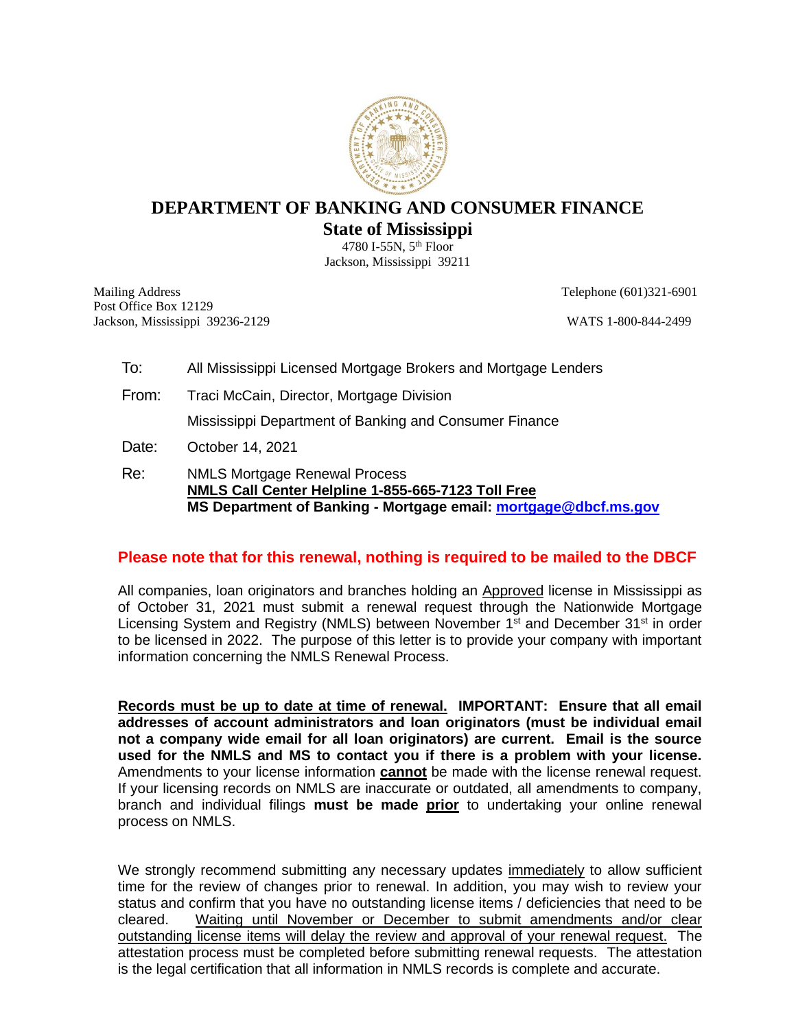# DEPARTMENT OF BANKING AND CONSUMER FINANCE

## State of Mississippi

4780 I-55N, 5th Floor
Jackson, Mississippi 39211

Mailing Address
Post Office Box 12129
Jackson, Mississippi 39236-2129

Telephone (601)321-6901

WATS 1-800-844-2499

To: All Mississippi Licensed Mortgage Brokers and Mortgage Lenders

From: Traci McCain, Director, Mortgage Division
Mississippi Department of Banking and Consumer Finance

Date: October 14, 2021

Re: NMLS Mortgage Renewal Process
**NMLS Call Center Helpline 1-855-665-7123 Toll Free**
**MS Department of Banking - Mortgage email: mortgage@dbcf.ms.gov**

**Please note that for this renewal, nothing is required to be mailed to the DBCF**

All companies, loan originators and branches holding an Approved license in Mississippi as of October 31, 2021 must submit a renewal request through the Nationwide Mortgage Licensing System and Registry (NMLS) between November 1st and December 31st in order to be licensed in 2022. The purpose of this letter is to provide your company with important information concerning the NMLS Renewal Process.

**Records must be up to date at time of renewal. IMPORTANT: Ensure that all email addresses of account administrators and loan originators (must be individual email not a company wide email for all loan originators) are current. Email is the source used for the NMLS and MS to contact you if there is a problem with your license.** Amendments to your license information **cannot** be made with the license renewal request. If your licensing records on NMLS are inaccurate or outdated, all amendments to company, branch and individual filings **must be made prior** to undertaking your online renewal process on NMLS.

We strongly recommend submitting any necessary updates immediately to allow sufficient time for the review of changes prior to renewal. In addition, you may wish to review your status and confirm that you have no outstanding license items / deficiencies that need to be cleared. Waiting until November or December to submit amendments and/or clear outstanding license items will delay the review and approval of your renewal request. The attestation process must be completed before submitting renewal requests. The attestation is the legal certification that all information in NMLS records is complete and accurate.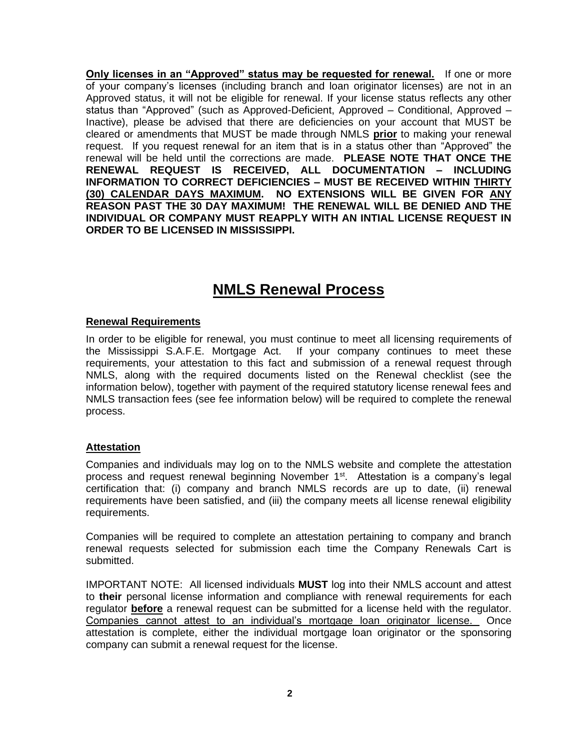**<u>Only licenses in an "Approved" status may be requested for renewal.</u>** If one or more of your company's licenses (including branch and loan originator licenses) are not in an Approved status, it will not be eligible for renewal. If your license status reflects any other status than "Approved" (such as Approved-Deficient, Approved – Conditional, Approved – Inactive), please be advised that there are deficiencies on your account that MUST be cleared or amendments that MUST be made through NMLS **<u>prior</u>** to making your renewal request. If you request renewal for an item that is in a status other than "Approved" the renewal will be held until the corrections are made. **PLEASE NOTE THAT ONCE THE RENEWAL REQUEST IS RECEIVED, ALL DOCUMENTATION – INCLUDING INFORMATION TO CORRECT DEFICIENCIES – MUST BE RECEIVED WITHIN <u>THIRTY (30) CALENDAR DAYS MAXIMUM</u>. NO EXTENSIONS WILL BE GIVEN FOR <u>ANY</u> REASON PAST THE 30 DAY MAXIMUM! THE RENEWAL WILL BE DENIED AND THE INDIVIDUAL OR COMPANY MUST REAPPLY WITH AN INTIAL LICENSE REQUEST IN ORDER TO BE LICENSED IN MISSISSIPPI.**

# <u>NMLS Renewal Process</u>

### <u>Renewal Requirements</u>

In order to be eligible for renewal, you must continue to meet all licensing requirements of the Mississippi S.A.F.E. Mortgage Act. If your company continues to meet these requirements, your attestation to this fact and submission of a renewal request through NMLS, along with the required documents listed on the Renewal checklist (see the information below), together with payment of the required statutory license renewal fees and NMLS transaction fees (see fee information below) will be required to complete the renewal process.

### <u>Attestation</u>

Companies and individuals may log on to the NMLS website and complete the attestation process and request renewal beginning November 1st. Attestation is a company's legal certification that: (i) company and branch NMLS records are up to date, (ii) renewal requirements have been satisfied, and (iii) the company meets all license renewal eligibility requirements.

Companies will be required to complete an attestation pertaining to company and branch renewal requests selected for submission each time the Company Renewals Cart is submitted.

IMPORTANT NOTE: All licensed individuals **MUST** log into their NMLS account and attest to **their** personal license information and compliance with renewal requirements for each regulator **<u>before</u>** a renewal request can be submitted for a license held with the regulator. <u>Companies cannot attest to an individual's mortgage loan originator license.</u> Once attestation is complete, either the individual mortgage loan originator or the sponsoring company can submit a renewal request for the license.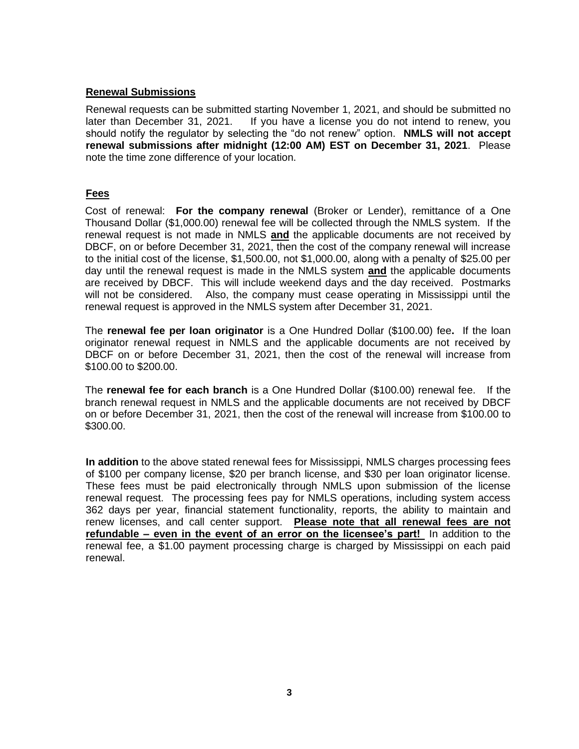## Renewal Submissions

Renewal requests can be submitted starting November 1, 2021, and should be submitted no later than December 31, 2021. If you have a license you do not intend to renew, you should notify the regulator by selecting the "do not renew" option. **NMLS will not accept renewal submissions after midnight (12:00 AM) EST on December 31, 2021**. Please note the time zone difference of your location.

## Fees

Cost of renewal: **For the company renewal** (Broker or Lender), remittance of a One Thousand Dollar ($1,000.00) renewal fee will be collected through the NMLS system. If the renewal request is not made in NMLS **and** the applicable documents are not received by DBCF, on or before December 31, 2021, then the cost of the company renewal will increase to the initial cost of the license, $1,500.00, not $1,000.00, along with a penalty of $25.00 per day until the renewal request is made in the NMLS system **and** the applicable documents are received by DBCF. This will include weekend days and the day received. Postmarks will not be considered. Also, the company must cease operating in Mississippi until the renewal request is approved in the NMLS system after December 31, 2021.

The **renewal fee per loan originator** is a One Hundred Dollar ($100.00) fee**.** If the loan originator renewal request in NMLS and the applicable documents are not received by DBCF on or before December 31, 2021, then the cost of the renewal will increase from $100.00 to $200.00.

The **renewal fee for each branch** is a One Hundred Dollar ($100.00) renewal fee. If the branch renewal request in NMLS and the applicable documents are not received by DBCF on or before December 31, 2021, then the cost of the renewal will increase from $100.00 to $300.00.

**In addition** to the above stated renewal fees for Mississippi, NMLS charges processing fees of $100 per company license, $20 per branch license, and $30 per loan originator license. These fees must be paid electronically through NMLS upon submission of the license renewal request. The processing fees pay for NMLS operations, including system access 362 days per year, financial statement functionality, reports, the ability to maintain and renew licenses, and call center support. **Please note that all renewal fees are not refundable – even in the event of an error on the licensee's part!** In addition to the renewal fee, a $1.00 payment processing charge is charged by Mississippi on each paid renewal.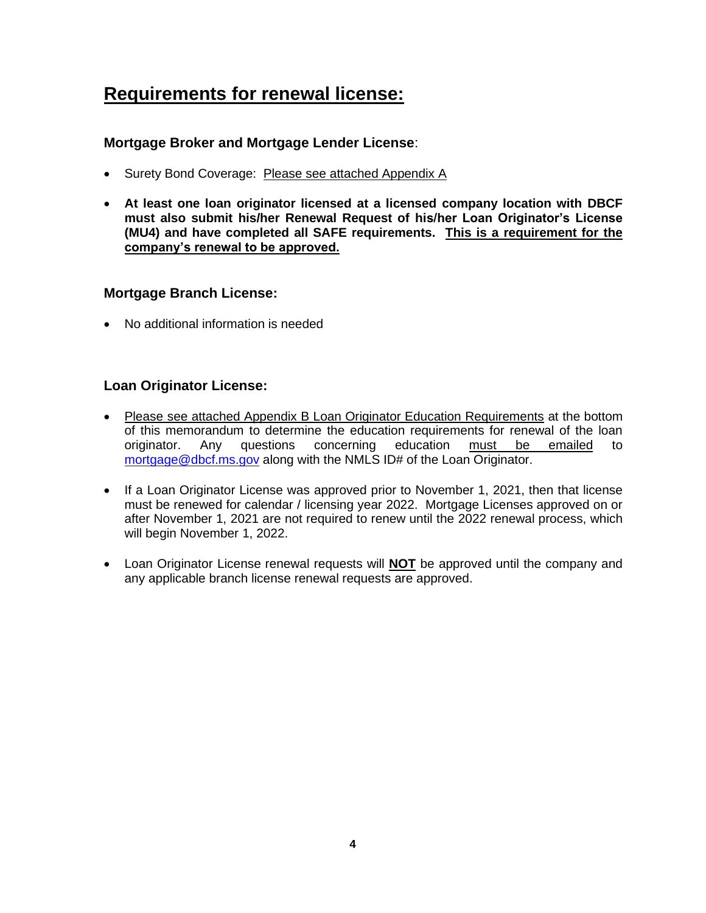# Requirements for renewal license:

### Mortgage Broker and Mortgage Lender License:

- Surety Bond Coverage: Please see attached Appendix A
- **At least one loan originator licensed at a licensed company location with DBCF must also submit his/her Renewal Request of his/her Loan Originator's License (MU4) and have completed all SAFE requirements. This is a requirement for the company's renewal to be approved.**

### Mortgage Branch License:

- No additional information is needed

### Loan Originator License:

- Please see attached Appendix B Loan Originator Education Requirements at the bottom of this memorandum to determine the education requirements for renewal of the loan originator. Any questions concerning education must be emailed to mortgage@dbcf.ms.gov along with the NMLS ID# of the Loan Originator.
- If a Loan Originator License was approved prior to November 1, 2021, then that license must be renewed for calendar / licensing year 2022. Mortgage Licenses approved on or after November 1, 2021 are not required to renew until the 2022 renewal process, which will begin November 1, 2022.
- Loan Originator License renewal requests will **NOT** be approved until the company and any applicable branch license renewal requests are approved.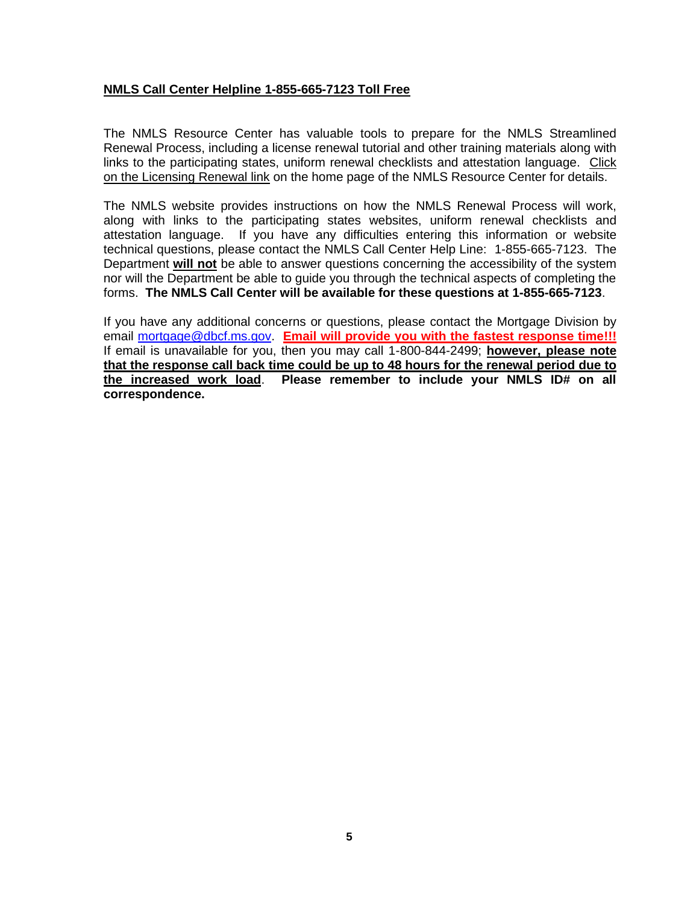**NMLS Call Center Helpline 1-855-665-7123 Toll Free**

The NMLS Resource Center has valuable tools to prepare for the NMLS Streamlined Renewal Process, including a license renewal tutorial and other training materials along with links to the participating states, uniform renewal checklists and attestation language. Click on the Licensing Renewal link on the home page of the NMLS Resource Center for details.

The NMLS website provides instructions on how the NMLS Renewal Process will work, along with links to the participating states websites, uniform renewal checklists and attestation language. If you have any difficulties entering this information or website technical questions, please contact the NMLS Call Center Help Line: 1-855-665-7123. The Department **will not** be able to answer questions concerning the accessibility of the system nor will the Department be able to guide you through the technical aspects of completing the forms. **The NMLS Call Center will be available for these questions at 1-855-665-7123**.

If you have any additional concerns or questions, please contact the Mortgage Division by email mortgage@dbcf.ms.gov. **Email will provide you with the fastest response time!!!** If email is unavailable for you, then you may call 1-800-844-2499; **however, please note that the response call back time could be up to 48 hours for the renewal period due to the increased work load**. **Please remember to include your NMLS ID# on all correspondence.**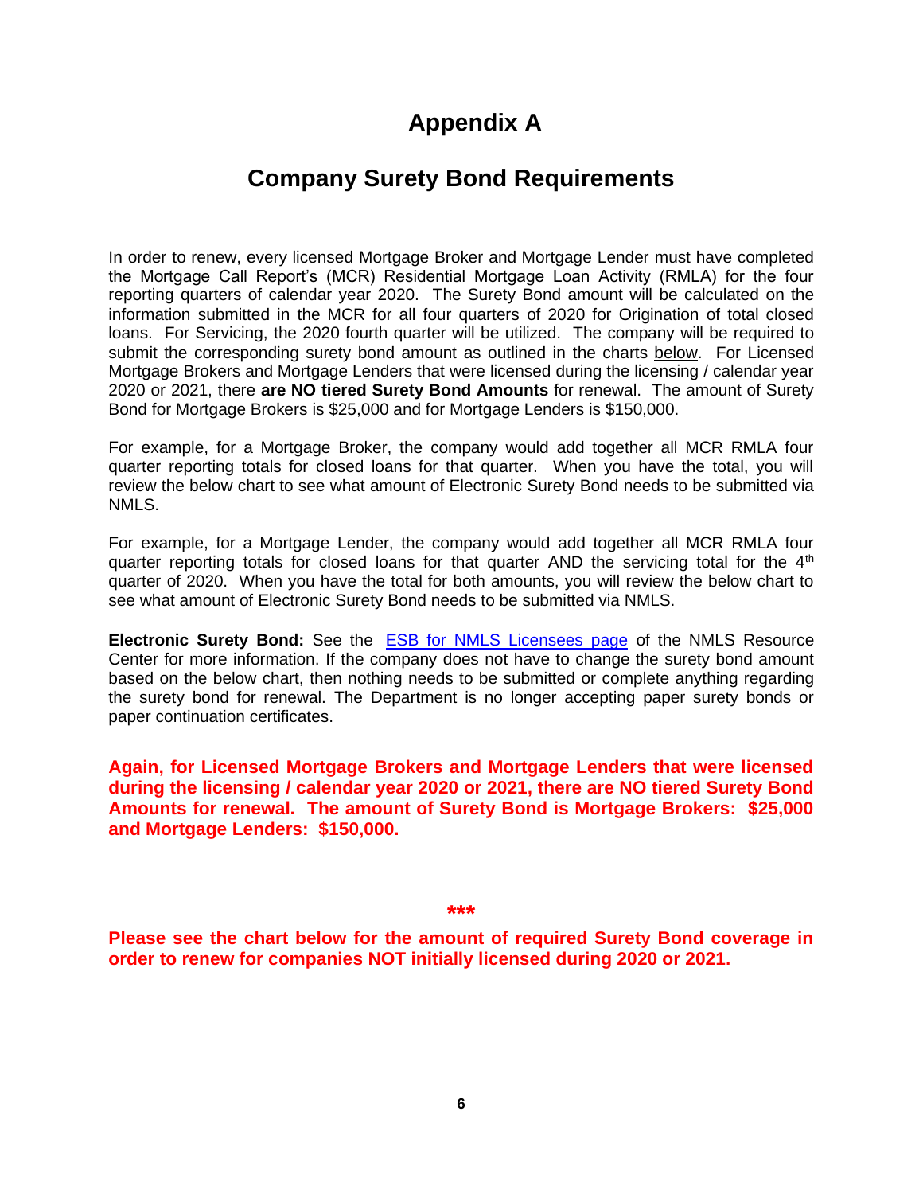# Appendix A

## Company Surety Bond Requirements

In order to renew, every licensed Mortgage Broker and Mortgage Lender must have completed the Mortgage Call Report's (MCR) Residential Mortgage Loan Activity (RMLA) for the four reporting quarters of calendar year 2020. The Surety Bond amount will be calculated on the information submitted in the MCR for all four quarters of 2020 for Origination of total closed loans. For Servicing, the 2020 fourth quarter will be utilized. The company will be required to submit the corresponding surety bond amount as outlined in the charts below. For Licensed Mortgage Brokers and Mortgage Lenders that were licensed during the licensing / calendar year 2020 or 2021, there **are NO tiered Surety Bond Amounts** for renewal. The amount of Surety Bond for Mortgage Brokers is $25,000 and for Mortgage Lenders is $150,000.

For example, for a Mortgage Broker, the company would add together all MCR RMLA four quarter reporting totals for closed loans for that quarter. When you have the total, you will review the below chart to see what amount of Electronic Surety Bond needs to be submitted via NMLS.

For example, for a Mortgage Lender, the company would add together all MCR RMLA four quarter reporting totals for closed loans for that quarter AND the servicing total for the 4th quarter of 2020. When you have the total for both amounts, you will review the below chart to see what amount of Electronic Surety Bond needs to be submitted via NMLS.

**Electronic Surety Bond:** See the [ESB for NMLS Licensees page](ESB for NMLS Licensees page) of the NMLS Resource Center for more information. If the company does not have to change the surety bond amount based on the below chart, then nothing needs to be submitted or complete anything regarding the surety bond for renewal. The Department is no longer accepting paper surety bonds or paper continuation certificates.

**Again, for Licensed Mortgage Brokers and Mortgage Lenders that were licensed during the licensing / calendar year 2020 or 2021, there are NO tiered Surety Bond Amounts for renewal. The amount of Surety Bond is Mortgage Brokers: $25,000 and Mortgage Lenders: $150,000.**

***

**Please see the chart below for the amount of required Surety Bond coverage in order to renew for companies NOT initially licensed during 2020 or 2021.**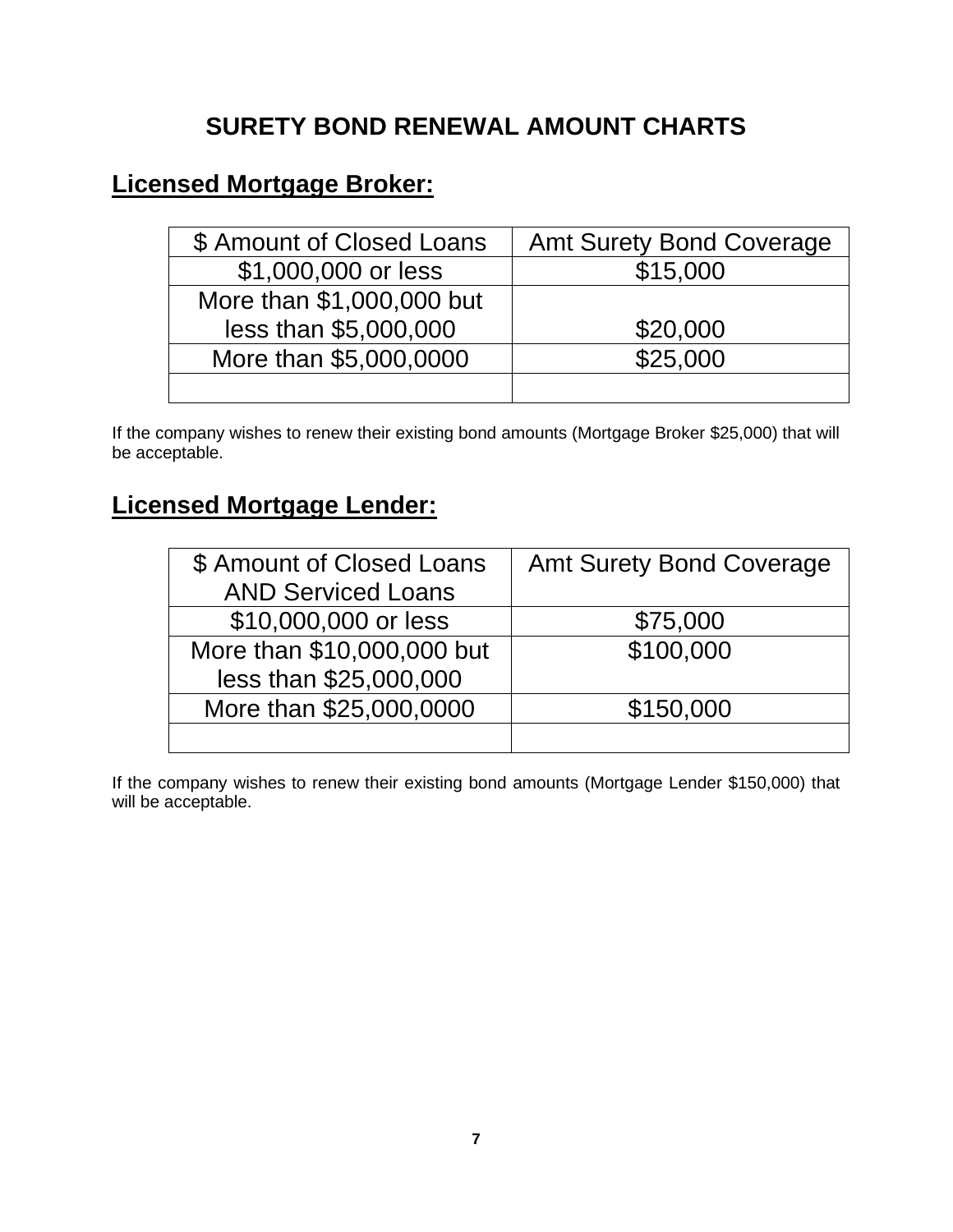# SURETY BOND RENEWAL AMOUNT CHARTS

## Licensed Mortgage Broker:

| $ Amount of Closed Loans | Amt Surety Bond Coverage |
|---|---|
| $1,000,000 or less | $15,000 |
| More than $1,000,000 but less than $5,000,000 | $20,000 |
| More than $5,000,0000 | $25,000 |
| | |

If the company wishes to renew their existing bond amounts (Mortgage Broker $25,000) that will be acceptable.

## Licensed Mortgage Lender:

| $ Amount of Closed Loans AND Serviced Loans | Amt Surety Bond Coverage |
|---|---|
| $10,000,000 or less | $75,000 |
| More than $10,000,000 but less than $25,000,000 | $100,000 |
| More than $25,000,0000 | $150,000 |
| | |

If the company wishes to renew their existing bond amounts (Mortgage Lender $150,000) that will be acceptable.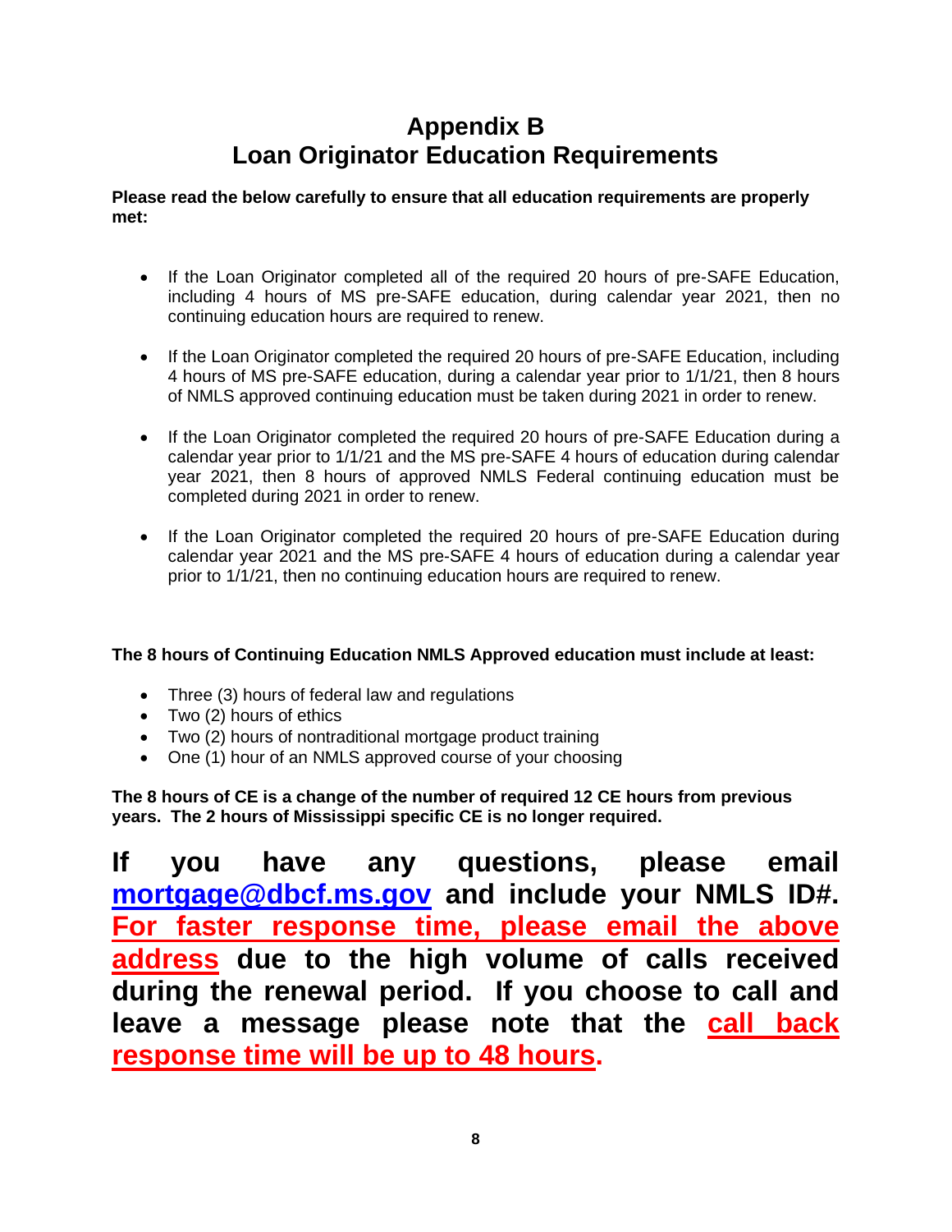# Appendix B
# Loan Originator Education Requirements

**Please read the below carefully to ensure that all education requirements are properly met:**

- If the Loan Originator completed all of the required 20 hours of pre-SAFE Education, including 4 hours of MS pre-SAFE education, during calendar year 2021, then no continuing education hours are required to renew.
- If the Loan Originator completed the required 20 hours of pre-SAFE Education, including 4 hours of MS pre-SAFE education, during a calendar year prior to 1/1/21, then 8 hours of NMLS approved continuing education must be taken during 2021 in order to renew.
- If the Loan Originator completed the required 20 hours of pre-SAFE Education during a calendar year prior to 1/1/21 and the MS pre-SAFE 4 hours of education during calendar year 2021, then 8 hours of approved NMLS Federal continuing education must be completed during 2021 in order to renew.
- If the Loan Originator completed the required 20 hours of pre-SAFE Education during calendar year 2021 and the MS pre-SAFE 4 hours of education during a calendar year prior to 1/1/21, then no continuing education hours are required to renew.

**The 8 hours of Continuing Education NMLS Approved education must include at least:**

- Three (3) hours of federal law and regulations
- Two (2) hours of ethics
- Two (2) hours of nontraditional mortgage product training
- One (1) hour of an NMLS approved course of your choosing

**The 8 hours of CE is a change of the number of required 12 CE hours from previous years. The 2 hours of Mississippi specific CE is no longer required.**

**If you have any questions, please email mortgage@dbcf.ms.gov and include your NMLS ID#. For faster response time, please email the above address due to the high volume of calls received during the renewal period. If you choose to call and leave a message please note that the call back response time will be up to 48 hours.**